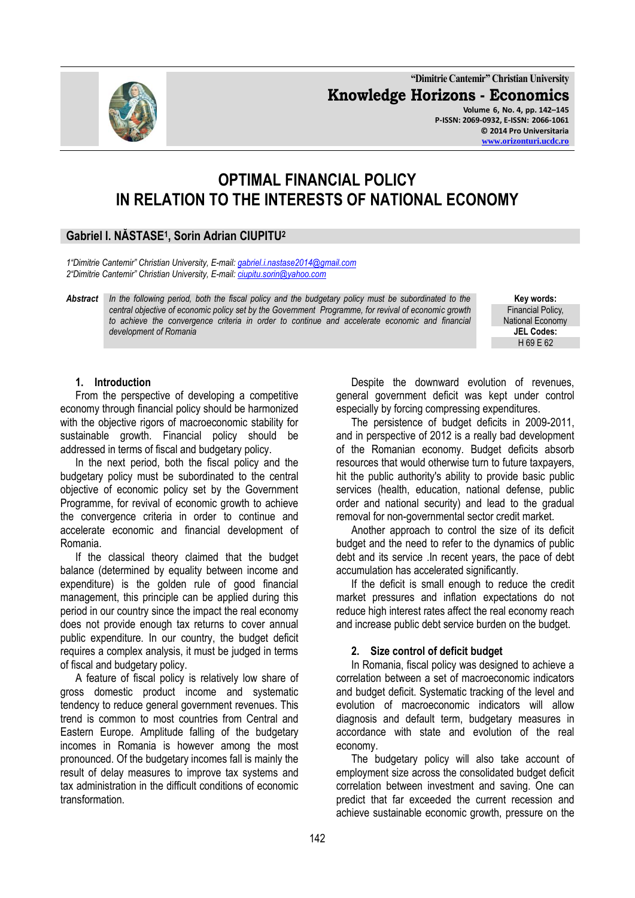# OPTIMAL FINANCIAL POLICY IN RELATION TO THE INTERESTS OF NATIONAL ECONOMY

**Gabriel I. NĂSTASE[1], Sorin Adrian CIUPITU[2]**

*[1]"Dimitrie Cantemir" Christian University, E-mail: gabriel.i.nastase2014@gmail.com*
*[2]"Dimitrie Cantemir" Christian University, E-mail: ciupitu.sorin@yahoo.com*

***Abstract*** *In the following period, both the fiscal policy and the budgetary policy must be subordinated to the central objective of economic policy set by the Government Programme, for revival of economic growth to achieve the convergence criteria in order to continue and accelerate economic and financial development of Romania*

**Key words:** Financial Policy, National Economy

**JEL Codes:** H 69 E 62

## 1. Introduction

From the perspective of developing a competitive economy through financial policy should be harmonized with the objective rigors of macroeconomic stability for sustainable growth. Financial policy should be addressed in terms of fiscal and budgetary policy.

In the next period, both the fiscal policy and the budgetary policy must be subordinated to the central objective of economic policy set by the Government Programme, for revival of economic growth to achieve the convergence criteria in order to continue and accelerate economic and financial development of Romania.

If the classical theory claimed that the budget balance (determined by equality between income and expenditure) is the golden rule of good financial management, this principle can be applied during this period in our country since the impact the real economy does not provide enough tax returns to cover annual public expenditure. In our country, the budget deficit requires a complex analysis, it must be judged in terms of fiscal and budgetary policy.

A feature of fiscal policy is relatively low share of gross domestic product income and systematic tendency to reduce general government revenues. This trend is common to most countries from Central and Eastern Europe. Amplitude falling of the budgetary incomes in Romania is however among the most pronounced. Of the budgetary incomes fall is mainly the result of delay measures to improve tax systems and tax administration in the difficult conditions of economic transformation.

Despite the downward evolution of revenues, general government deficit was kept under control especially by forcing compressing expenditures.

The persistence of budget deficits in 2009-2011, and in perspective of 2012 is a really bad development of the Romanian economy. Budget deficits absorb resources that would otherwise turn to future taxpayers, hit the public authority's ability to provide basic public services (health, education, national defense, public order and national security) and lead to the gradual removal for non-governmental sector credit market.

Another approach to control the size of its deficit budget and the need to refer to the dynamics of public debt and its service .In recent years, the pace of debt accumulation has accelerated significantly.

If the deficit is small enough to reduce the credit market pressures and inflation expectations do not reduce high interest rates affect the real economy reach and increase public debt service burden on the budget.

## 2. Size control of deficit budget

In Romania, fiscal policy was designed to achieve a correlation between a set of macroeconomic indicators and budget deficit. Systematic tracking of the level and evolution of macroeconomic indicators will allow diagnosis and default term, budgetary measures in accordance with state and evolution of the real economy.

The budgetary policy will also take account of employment size across the consolidated budget deficit correlation between investment and saving. One can predict that far exceeded the current recession and achieve sustainable economic growth, pressure on the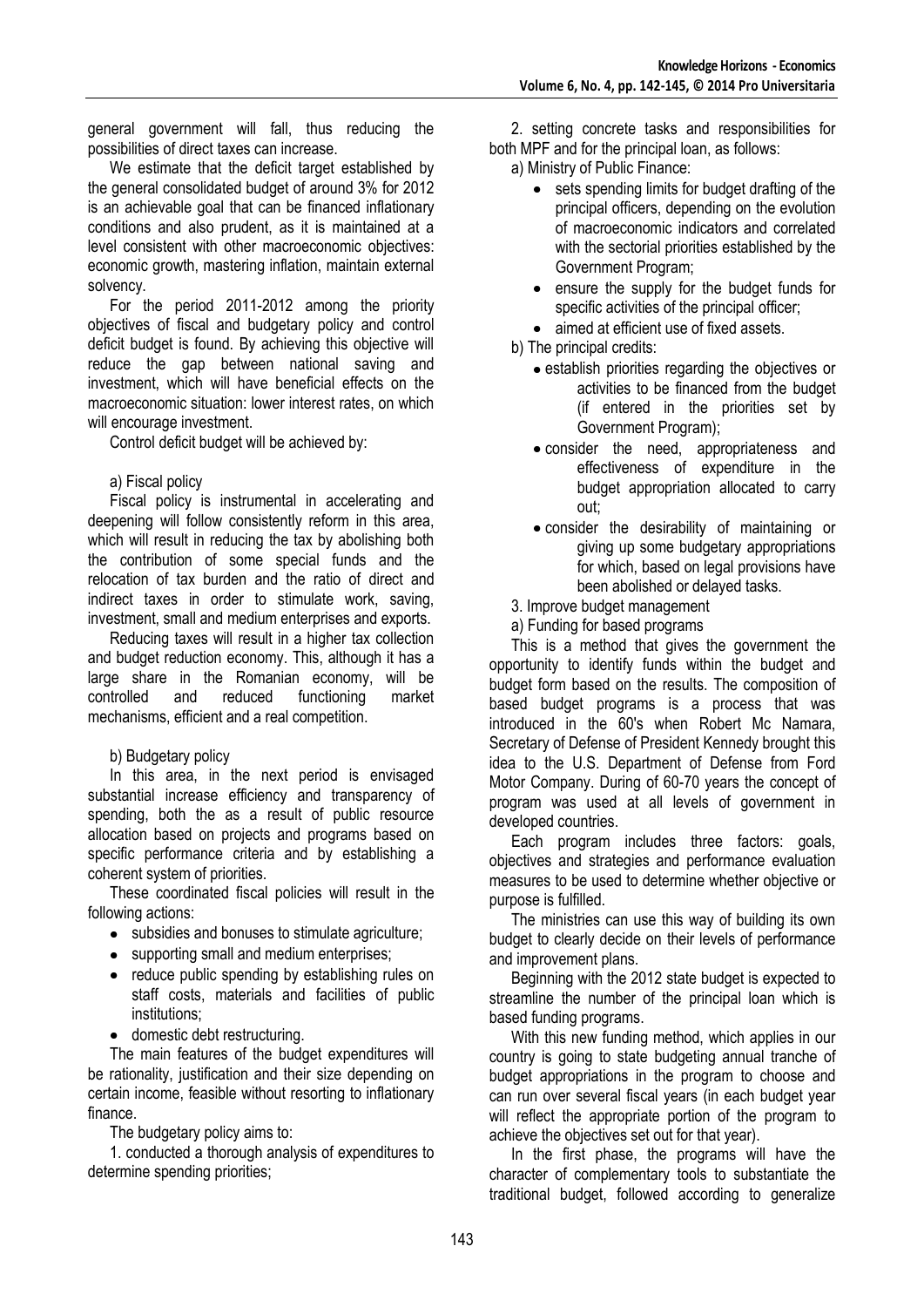general government will fall, thus reducing the possibilities of direct taxes can increase.

We estimate that the deficit target established by the general consolidated budget of around 3% for 2012 is an achievable goal that can be financed inflationary conditions and also prudent, as it is maintained at a level consistent with other macroeconomic objectives: economic growth, mastering inflation, maintain external solvency.

For the period 2011-2012 among the priority objectives of fiscal and budgetary policy and control deficit budget is found. By achieving this objective will reduce the gap between national saving and investment, which will have beneficial effects on the macroeconomic situation: lower interest rates, on which will encourage investment.

Control deficit budget will be achieved by:

a) Fiscal policy

Fiscal policy is instrumental in accelerating and deepening will follow consistently reform in this area, which will result in reducing the tax by abolishing both the contribution of some special funds and the relocation of tax burden and the ratio of direct and indirect taxes in order to stimulate work, saving, investment, small and medium enterprises and exports.

Reducing taxes will result in a higher tax collection and budget reduction economy. This, although it has a large share in the Romanian economy, will be controlled and reduced functioning market mechanisms, efficient and a real competition.

b) Budgetary policy

In this area, in the next period is envisaged substantial increase efficiency and transparency of spending, both the as a result of public resource allocation based on projects and programs based on specific performance criteria and by establishing a coherent system of priorities.

These coordinated fiscal policies will result in the following actions:

- subsidies and bonuses to stimulate agriculture;
- supporting small and medium enterprises;
- reduce public spending by establishing rules on staff costs, materials and facilities of public institutions;
- domestic debt restructuring.

The main features of the budget expenditures will be rationality, justification and their size depending on certain income, feasible without resorting to inflationary finance.

The budgetary policy aims to:

1. conducted a thorough analysis of expenditures to determine spending priorities;

2. setting concrete tasks and responsibilities for both MPF and for the principal loan, as follows:

a) Ministry of Public Finance:

- sets spending limits for budget drafting of the principal officers, depending on the evolution of macroeconomic indicators and correlated with the sectorial priorities established by the Government Program;
- ensure the supply for the budget funds for specific activities of the principal officer;
- aimed at efficient use of fixed assets.

b) The principal credits:

- establish priorities regarding the objectives or activities to be financed from the budget (if entered in the priorities set by Government Program);
- consider the need, appropriateness and effectiveness of expenditure in the budget appropriation allocated to carry out;
- consider the desirability of maintaining or giving up some budgetary appropriations for which, based on legal provisions have been abolished or delayed tasks.

3. Improve budget management

a) Funding for based programs

This is a method that gives the government the opportunity to identify funds within the budget and budget form based on the results. The composition of based budget programs is a process that was introduced in the 60's when Robert Mc Namara, Secretary of Defense of President Kennedy brought this idea to the U.S. Department of Defense from Ford Motor Company. During of 60-70 years the concept of program was used at all levels of government in developed countries.

Each program includes three factors: goals, objectives and strategies and performance evaluation measures to be used to determine whether objective or purpose is fulfilled.

The ministries can use this way of building its own budget to clearly decide on their levels of performance and improvement plans.

Beginning with the 2012 state budget is expected to streamline the number of the principal loan which is based funding programs.

With this new funding method, which applies in our country is going to state budgeting annual tranche of budget appropriations in the program to choose and can run over several fiscal years (in each budget year will reflect the appropriate portion of the program to achieve the objectives set out for that year).

In the first phase, the programs will have the character of complementary tools to substantiate the traditional budget, followed according to generalize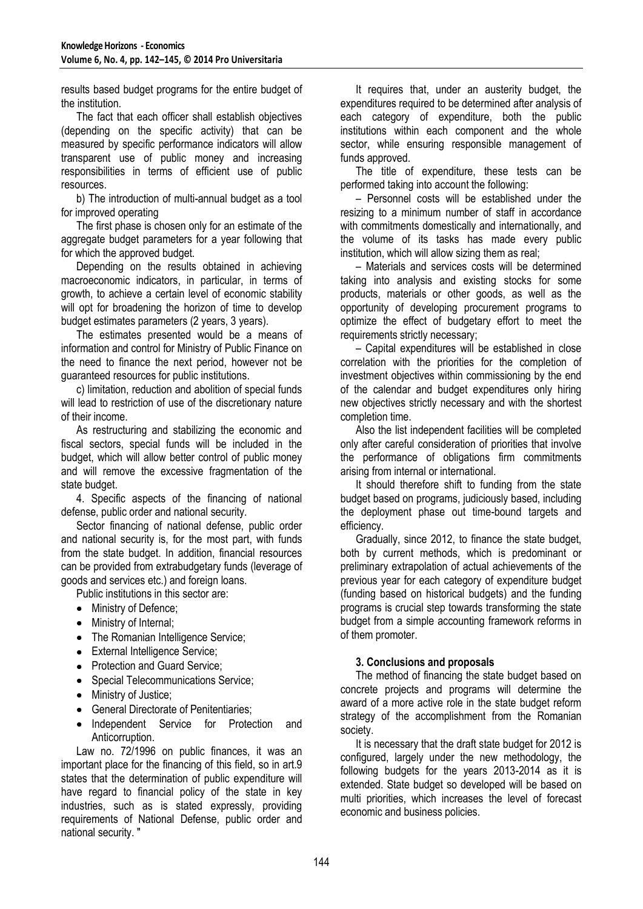results based budget programs for the entire budget of the institution.

The fact that each officer shall establish objectives (depending on the specific activity) that can be measured by specific performance indicators will allow transparent use of public money and increasing responsibilities in terms of efficient use of public resources.

b) The introduction of multi-annual budget as a tool for improved operating

The first phase is chosen only for an estimate of the aggregate budget parameters for a year following that for which the approved budget.

Depending on the results obtained in achieving macroeconomic indicators, in particular, in terms of growth, to achieve a certain level of economic stability will opt for broadening the horizon of time to develop budget estimates parameters (2 years, 3 years).

The estimates presented would be a means of information and control for Ministry of Public Finance on the need to finance the next period, however not be guaranteed resources for public institutions.

c) limitation, reduction and abolition of special funds will lead to restriction of use of the discretionary nature of their income.

As restructuring and stabilizing the economic and fiscal sectors, special funds will be included in the budget, which will allow better control of public money and will remove the excessive fragmentation of the state budget.

4. Specific aspects of the financing of national defense, public order and national security.

Sector financing of national defense, public order and national security is, for the most part, with funds from the state budget. In addition, financial resources can be provided from extrabudgetary funds (leverage of goods and services etc.) and foreign loans.

Public institutions in this sector are:

- Ministry of Defence;
- Ministry of Internal;
- The Romanian Intelligence Service;
- External Intelligence Service;
- Protection and Guard Service;
- Special Telecommunications Service;
- Ministry of Justice;
- General Directorate of Penitentiaries;
- Independent Service for Protection and Anticorruption.

Law no. 72/1996 on public finances, it was an important place for the financing of this field, so in art.9 states that the determination of public expenditure will have regard to financial policy of the state in key industries, such as is stated expressly, providing requirements of National Defense, public order and national security. "

It requires that, under an austerity budget, the expenditures required to be determined after analysis of each category of expenditure, both the public institutions within each component and the whole sector, while ensuring responsible management of funds approved.

The title of expenditure, these tests can be performed taking into account the following:

– Personnel costs will be established under the resizing to a minimum number of staff in accordance with commitments domestically and internationally, and the volume of its tasks has made every public institution, which will allow sizing them as real;

– Materials and services costs will be determined taking into analysis and existing stocks for some products, materials or other goods, as well as the opportunity of developing procurement programs to optimize the effect of budgetary effort to meet the requirements strictly necessary;

– Capital expenditures will be established in close correlation with the priorities for the completion of investment objectives within commissioning by the end of the calendar and budget expenditures only hiring new objectives strictly necessary and with the shortest completion time.

Also the list independent facilities will be completed only after careful consideration of priorities that involve the performance of obligations firm commitments arising from internal or international.

It should therefore shift to funding from the state budget based on programs, judiciously based, including the deployment phase out time-bound targets and efficiency.

Gradually, since 2012, to finance the state budget, both by current methods, which is predominant or preliminary extrapolation of actual achievements of the previous year for each category of expenditure budget (funding based on historical budgets) and the funding programs is crucial step towards transforming the state budget from a simple accounting framework reforms in of them promoter.

## 3. Conclusions and proposals

The method of financing the state budget based on concrete projects and programs will determine the award of a more active role in the state budget reform strategy of the accomplishment from the Romanian society.

It is necessary that the draft state budget for 2012 is configured, largely under the new methodology, the following budgets for the years 2013-2014 as it is extended. State budget so developed will be based on multi priorities, which increases the level of forecast economic and business policies.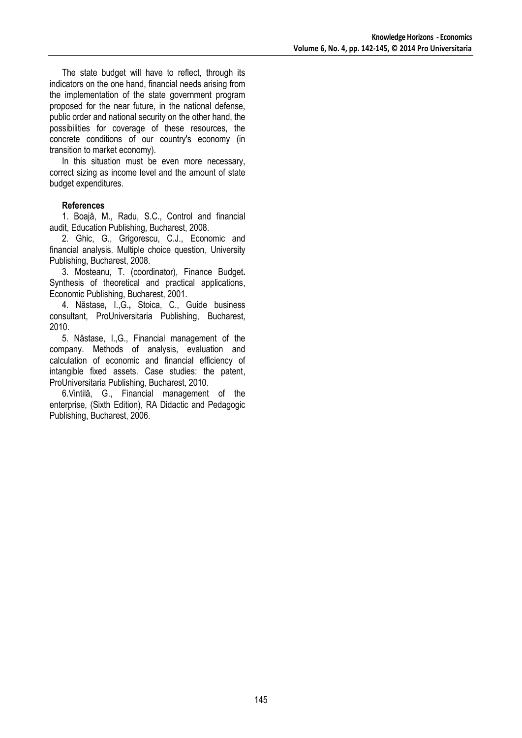The state budget will have to reflect, through its indicators on the one hand, financial needs arising from the implementation of the state government program proposed for the near future, in the national defense, public order and national security on the other hand, the possibilities for coverage of these resources, the concrete conditions of our country's economy (in transition to market economy).

In this situation must be even more necessary, correct sizing as income level and the amount of state budget expenditures.

**References**

1. Boajă, M., Radu, S.C., Control and financial audit, Education Publishing, Bucharest, 2008.
2. Ghic, G., Grigorescu, C.J., Economic and financial analysis. Multiple choice question, University Publishing, Bucharest, 2008.
3. Mosteanu, T. (coordinator), Finance Budget**.** Synthesis of theoretical and practical applications, Economic Publishing, Bucharest, 2001.
4. Năstase**,** I.,G.**,** Stoica, C., Guide business consultant, ProUniversitaria Publishing, Bucharest, 2010.
5. Năstase, I.,G., Financial management of the company. Methods of analysis, evaluation and calculation of economic and financial efficiency of intangible fixed assets. Case studies: the patent, ProUniversitaria Publishing, Bucharest, 2010.
6. Vintilă, G., Financial management of the enterprise, (Sixth Edition), RA Didactic and Pedagogic Publishing, Bucharest, 2006.